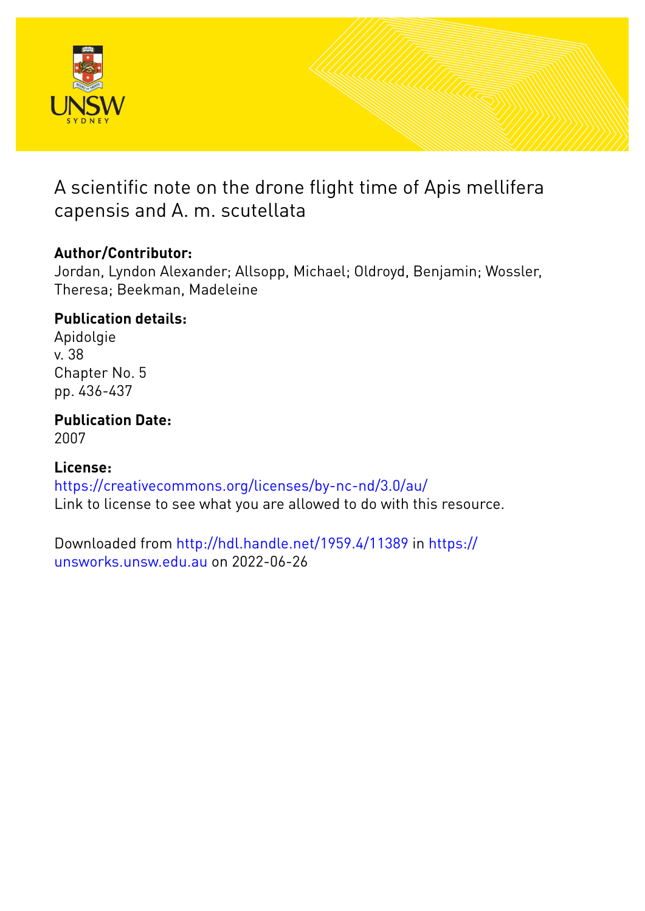# A scientific note on the drone flight time of Apis mellifera capensis and A. m. scutellata

## Author/Contributor:

Jordan, Lyndon Alexander; Allsopp, Michael; Oldroyd, Benjamin; Wossler, Theresa; Beekman, Madeleine

## Publication details:

Apidolgie
v. 38
Chapter No. 5
pp. 436-437

## Publication Date:

2007

## License:

https://creativecommons.org/licenses/by-nc-nd/3.0/au/
Link to license to see what you are allowed to do with this resource.

Downloaded from http://hdl.handle.net/1959.4/11389 in https://unsworks.unsw.edu.au on 2022-06-26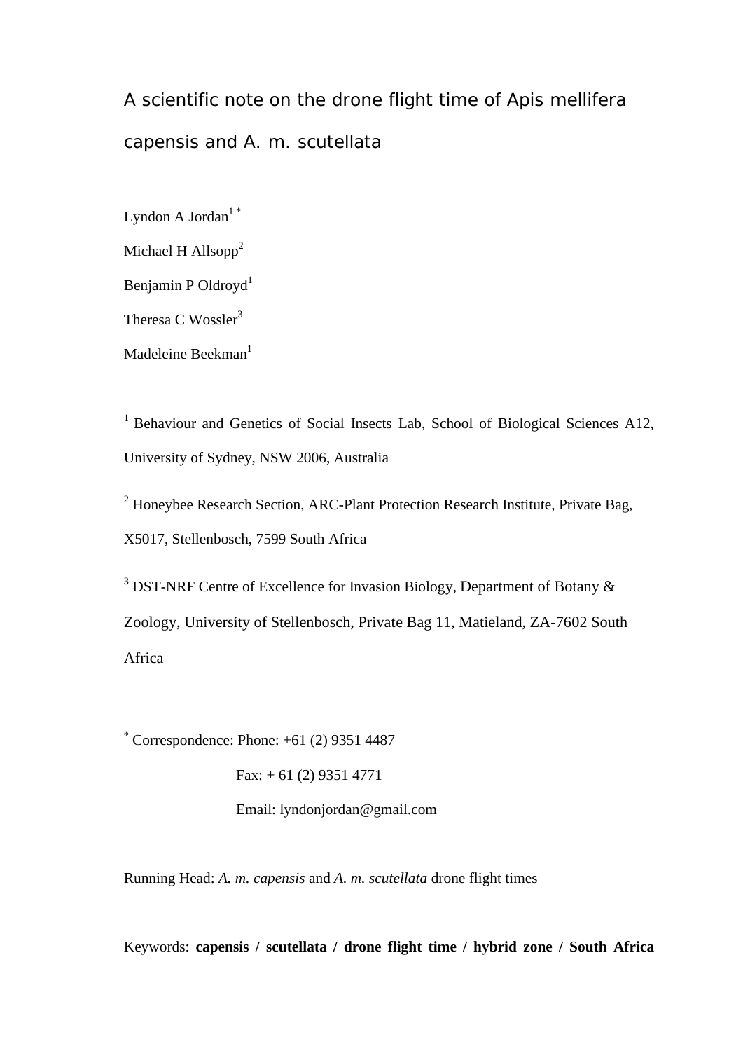# A scientific note on the drone flight time of Apis mellifera capensis and A. m. scutellata

Lyndon A Jordan[1 *]

Michael H Allsopp[2]

Benjamin P Oldroyd[1]

Theresa C Wossler[3]

Madeleine Beekman[1]

[1] Behaviour and Genetics of Social Insects Lab, School of Biological Sciences A12, University of Sydney, NSW 2006, Australia

[2] Honeybee Research Section, ARC-Plant Protection Research Institute, Private Bag, X5017, Stellenbosch, 7599 South Africa

[3] DST-NRF Centre of Excellence for Invasion Biology, Department of Botany & Zoology, University of Stellenbosch, Private Bag 11, Matieland, ZA-7602 South Africa

[*] Correspondence: Phone: +61 (2) 9351 4487

Fax: + 61 (2) 9351 4771

Email: lyndonjordan@gmail.com

Running Head: *A. m. capensis* and *A. m. scutellata* drone flight times

Keywords: **capensis / scutellata / drone flight time / hybrid zone / South Africa**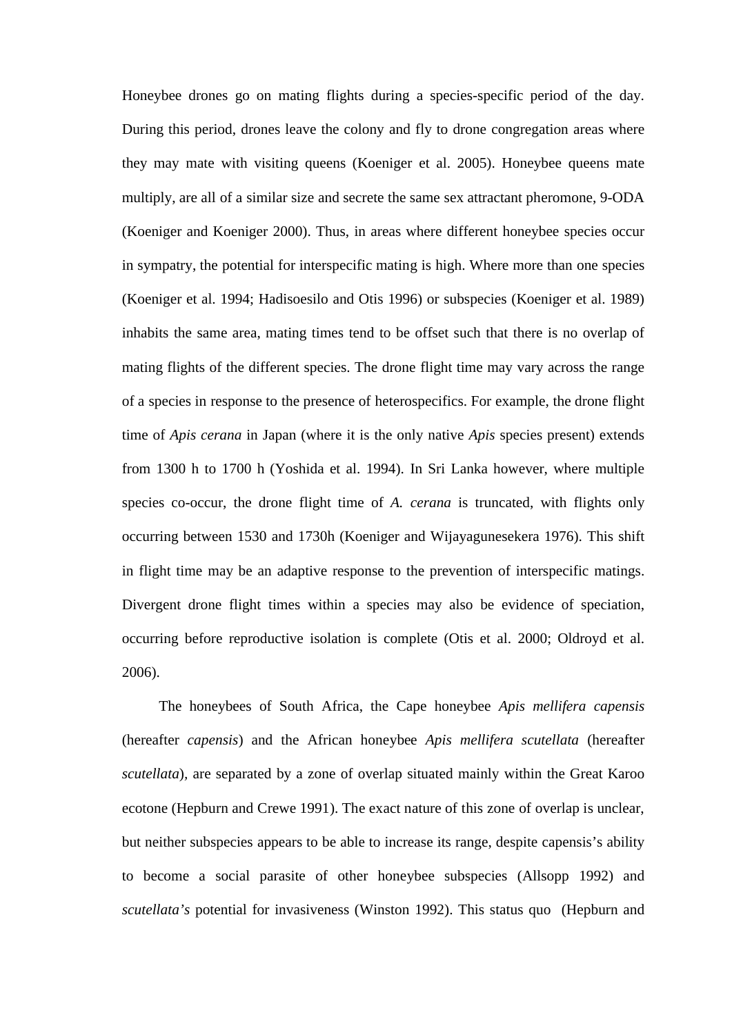Honeybee drones go on mating flights during a species-specific period of the day. During this period, drones leave the colony and fly to drone congregation areas where they may mate with visiting queens (Koeniger et al. 2005). Honeybee queens mate multiply, are all of a similar size and secrete the same sex attractant pheromone, 9-ODA (Koeniger and Koeniger 2000). Thus, in areas where different honeybee species occur in sympatry, the potential for interspecific mating is high. Where more than one species (Koeniger et al. 1994; Hadisoesilo and Otis 1996) or subspecies (Koeniger et al. 1989) inhabits the same area, mating times tend to be offset such that there is no overlap of mating flights of the different species. The drone flight time may vary across the range of a species in response to the presence of heterospecifics. For example, the drone flight time of *Apis cerana* in Japan (where it is the only native *Apis* species present) extends from 1300 h to 1700 h (Yoshida et al. 1994). In Sri Lanka however, where multiple species co-occur, the drone flight time of *A. cerana* is truncated, with flights only occurring between 1530 and 1730h (Koeniger and Wijayagunesekera 1976). This shift in flight time may be an adaptive response to the prevention of interspecific matings. Divergent drone flight times within a species may also be evidence of speciation, occurring before reproductive isolation is complete (Otis et al. 2000; Oldroyd et al. 2006).

The honeybees of South Africa, the Cape honeybee *Apis mellifera capensis* (hereafter *capensis*) and the African honeybee *Apis mellifera scutellata* (hereafter *scutellata*), are separated by a zone of overlap situated mainly within the Great Karoo ecotone (Hepburn and Crewe 1991). The exact nature of this zone of overlap is unclear, but neither subspecies appears to be able to increase its range, despite capensis's ability to become a social parasite of other honeybee subspecies (Allsopp 1992) and *scutellata's* potential for invasiveness (Winston 1992). This status quo (Hepburn and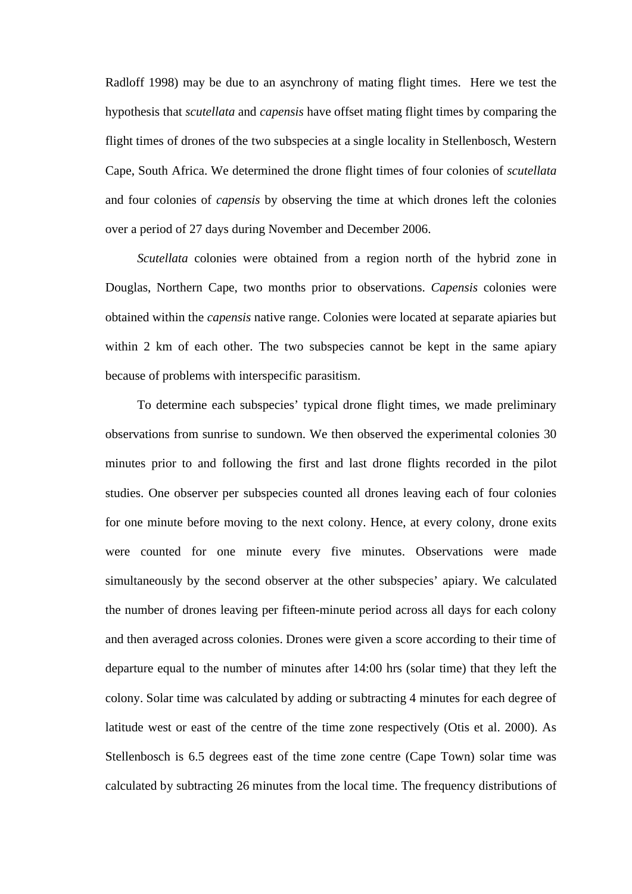Radloff 1998) may be due to an asynchrony of mating flight times. Here we test the hypothesis that *scutellata* and *capensis* have offset mating flight times by comparing the flight times of drones of the two subspecies at a single locality in Stellenbosch, Western Cape, South Africa. We determined the drone flight times of four colonies of *scutellata* and four colonies of *capensis* by observing the time at which drones left the colonies over a period of 27 days during November and December 2006.

*Scutellata* colonies were obtained from a region north of the hybrid zone in Douglas, Northern Cape, two months prior to observations. *Capensis* colonies were obtained within the *capensis* native range. Colonies were located at separate apiaries but within 2 km of each other. The two subspecies cannot be kept in the same apiary because of problems with interspecific parasitism.

To determine each subspecies' typical drone flight times, we made preliminary observations from sunrise to sundown. We then observed the experimental colonies 30 minutes prior to and following the first and last drone flights recorded in the pilot studies. One observer per subspecies counted all drones leaving each of four colonies for one minute before moving to the next colony. Hence, at every colony, drone exits were counted for one minute every five minutes. Observations were made simultaneously by the second observer at the other subspecies' apiary. We calculated the number of drones leaving per fifteen-minute period across all days for each colony and then averaged across colonies. Drones were given a score according to their time of departure equal to the number of minutes after 14:00 hrs (solar time) that they left the colony. Solar time was calculated by adding or subtracting 4 minutes for each degree of latitude west or east of the centre of the time zone respectively (Otis et al. 2000). As Stellenbosch is 6.5 degrees east of the time zone centre (Cape Town) solar time was calculated by subtracting 26 minutes from the local time. The frequency distributions of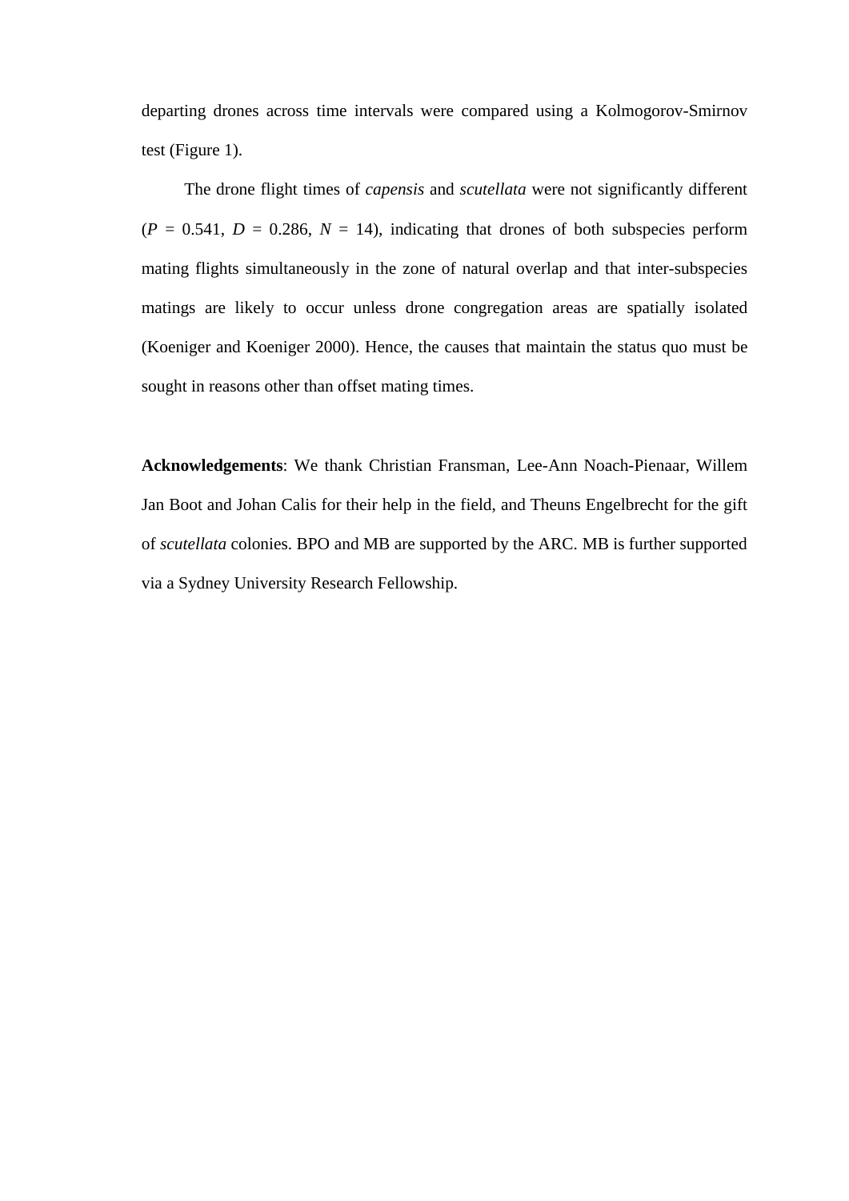departing drones across time intervals were compared using a Kolmogorov-Smirnov test (Figure 1).

The drone flight times of *capensis* and *scutellata* were not significantly different ($P$ = 0.541, $D$ = 0.286, $N$ = 14), indicating that drones of both subspecies perform mating flights simultaneously in the zone of natural overlap and that inter-subspecies matings are likely to occur unless drone congregation areas are spatially isolated (Koeniger and Koeniger 2000). Hence, the causes that maintain the status quo must be sought in reasons other than offset mating times.

**Acknowledgements**: We thank Christian Fransman, Lee-Ann Noach-Pienaar, Willem Jan Boot and Johan Calis for their help in the field, and Theuns Engelbrecht for the gift of *scutellata* colonies. BPO and MB are supported by the ARC. MB is further supported via a Sydney University Research Fellowship.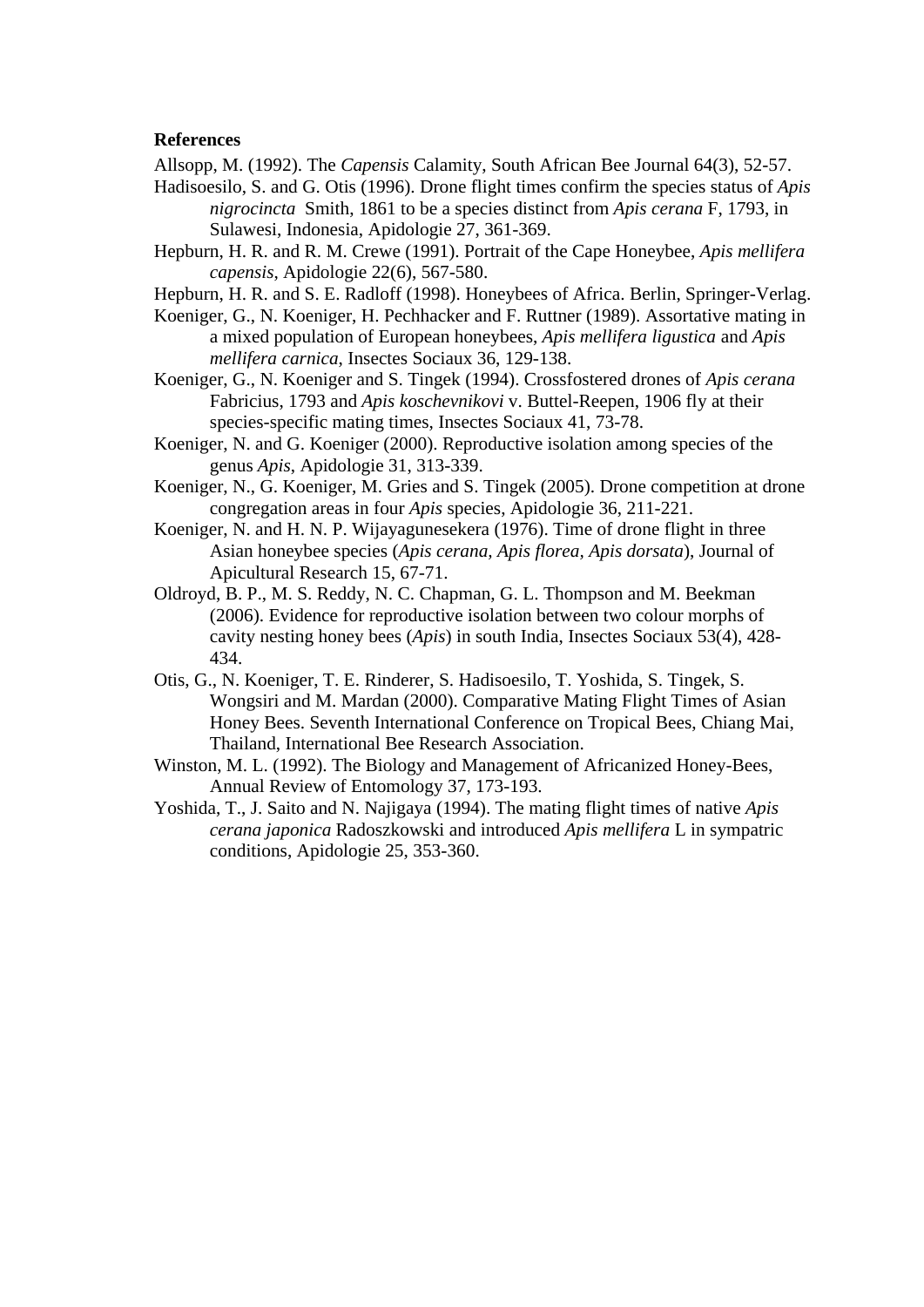**References**

Allsopp, M. (1992). The *Capensis* Calamity, South African Bee Journal 64(3), 52-57.

Hadisoesilo, S. and G. Otis (1996). Drone flight times confirm the species status of *Apis nigrocincta* Smith, 1861 to be a species distinct from *Apis cerana* F, 1793, in Sulawesi, Indonesia, Apidologie 27, 361-369.

Hepburn, H. R. and R. M. Crewe (1991). Portrait of the Cape Honeybee, *Apis mellifera capensis*, Apidologie 22(6), 567-580.

Hepburn, H. R. and S. E. Radloff (1998). Honeybees of Africa. Berlin, Springer-Verlag.

Koeniger, G., N. Koeniger, H. Pechhacker and F. Ruttner (1989). Assortative mating in a mixed population of European honeybees, *Apis mellifera ligustica* and *Apis mellifera carnica*, Insectes Sociaux 36, 129-138.

Koeniger, G., N. Koeniger and S. Tingek (1994). Crossfostered drones of *Apis cerana* Fabricius, 1793 and *Apis koschevnikovi* v. Buttel-Reepen, 1906 fly at their species-specific mating times, Insectes Sociaux 41, 73-78.

Koeniger, N. and G. Koeniger (2000). Reproductive isolation among species of the genus *Apis*, Apidologie 31, 313-339.

Koeniger, N., G. Koeniger, M. Gries and S. Tingek (2005). Drone competition at drone congregation areas in four *Apis* species, Apidologie 36, 211-221.

Koeniger, N. and H. N. P. Wijayagunesekera (1976). Time of drone flight in three Asian honeybee species (*Apis cerana, Apis florea, Apis dorsata*), Journal of Apicultural Research 15, 67-71.

Oldroyd, B. P., M. S. Reddy, N. C. Chapman, G. L. Thompson and M. Beekman (2006). Evidence for reproductive isolation between two colour morphs of cavity nesting honey bees (*Apis*) in south India, Insectes Sociaux 53(4), 428-434.

Otis, G., N. Koeniger, T. E. Rinderer, S. Hadisoesilo, T. Yoshida, S. Tingek, S. Wongsiri and M. Mardan (2000). Comparative Mating Flight Times of Asian Honey Bees. Seventh International Conference on Tropical Bees, Chiang Mai, Thailand, International Bee Research Association.

Winston, M. L. (1992). The Biology and Management of Africanized Honey-Bees, Annual Review of Entomology 37, 173-193.

Yoshida, T., J. Saito and N. Najigaya (1994). The mating flight times of native *Apis cerana japonica* Radoszkowski and introduced *Apis mellifera* L in sympatric conditions, Apidologie 25, 353-360.